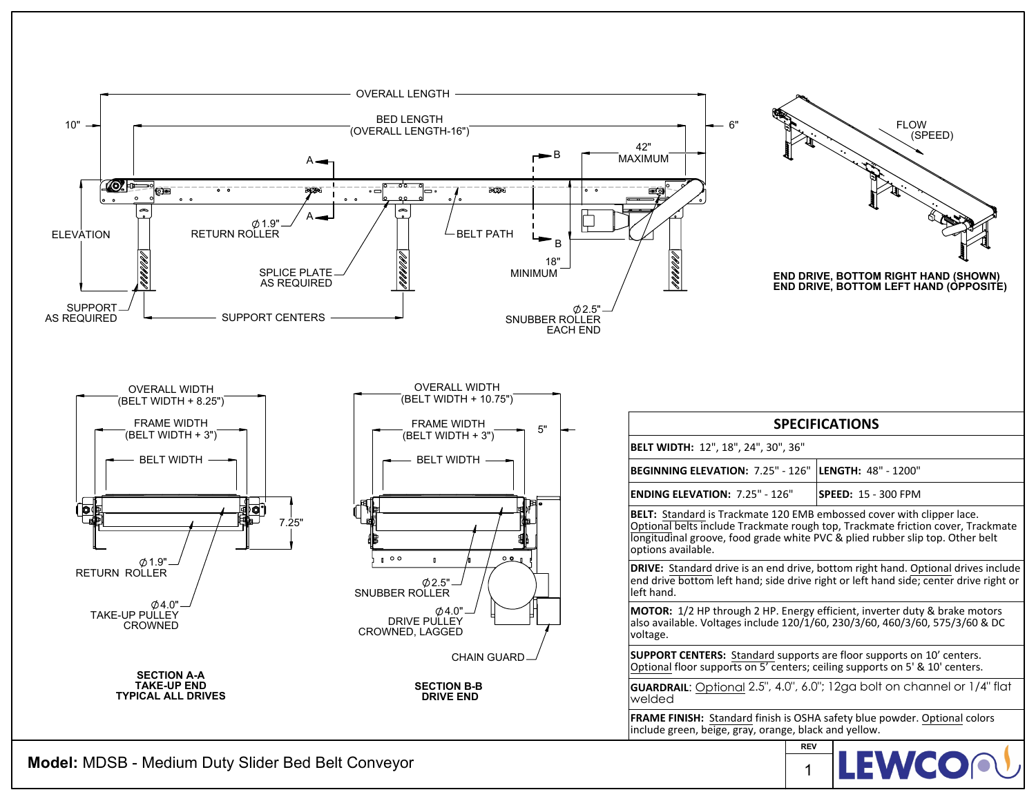OVERALL LENGTH

BED LENGTH
(OVERALL LENGTH-16")

10"

6"

42"
MAXIMUM

A

A

B

B

ELEVATION

⌀1.9"
RETURN ROLLER

SPLICE PLATE
AS REQUIRED

BELT PATH

18"
MINIMUM

SUPPORT
AS REQUIRED

SUPPORT CENTERS

⌀2.5"
SNUBBER ROLLER
EACH END

FLOW
(SPEED)

**END DRIVE, BOTTOM RIGHT HAND (SHOWN)**
**END DRIVE, BOTTOM LEFT HAND (OPPOSITE)**

OVERALL WIDTH
(BELT WIDTH + 8.25")

FRAME WIDTH
(BELT WIDTH + 3")

BELT WIDTH

7.25"

⌀1.9"
RETURN ROLLER

⌀4.0"
TAKE-UP PULLEY
CROWNED

**SECTION A-A**
**TAKE-UP END**
**TYPICAL ALL DRIVES**

OVERALL WIDTH
(BELT WIDTH + 10.75")

FRAME WIDTH
(BELT WIDTH + 3")

5"

BELT WIDTH

⌀2.5"
SNUBBER ROLLER

⌀4.0"
DRIVE PULLEY
CROWNED, LAGGED

CHAIN GUARD

**SECTION B-B**
**DRIVE END**

## SPECIFICATIONS

| | |
|---|---|
| **BELT WIDTH:** 12", 18", 24", 30", 36" | |
| **BEGINNING ELEVATION:** 7.25" - 126" | **LENGTH:** 48" - 1200" |
| **ENDING ELEVATION:** 7.25" - 126" | **SPEED:** 15 - 300 FPM |

**BELT:** Standard is Trackmate 120 EMB embossed cover with clipper lace. Optional belts include Trackmate rough top, Trackmate friction cover, Trackmate longitudinal groove, food grade white PVC & plied rubber slip top. Other belt options available.

**DRIVE:** Standard drive is an end drive, bottom right hand. Optional drives include end drive bottom left hand; side drive right or left hand side; center drive right or left hand.

**MOTOR:** 1/2 HP through 2 HP. Energy efficient, inverter duty & brake motors also available. Voltages include 120/1/60, 230/3/60, 460/3/60, 575/3/60 & DC voltage.

**SUPPORT CENTERS:** Standard supports are floor supports on 10' centers. Optional floor supports on 5' centers; ceiling supports on 5' & 10' centers.

**GUARDRAIL**: Optional 2.5", 4.0", 6.0"; 12ga bolt on channel or 1/4" flat welded

**FRAME FINISH:** Standard finish is OSHA safety blue powder. Optional colors include green, beige, gray, orange, black and yellow.

**Model:** MDSB - Medium Duty Slider Bed Belt Conveyor

REV 1

LEWCO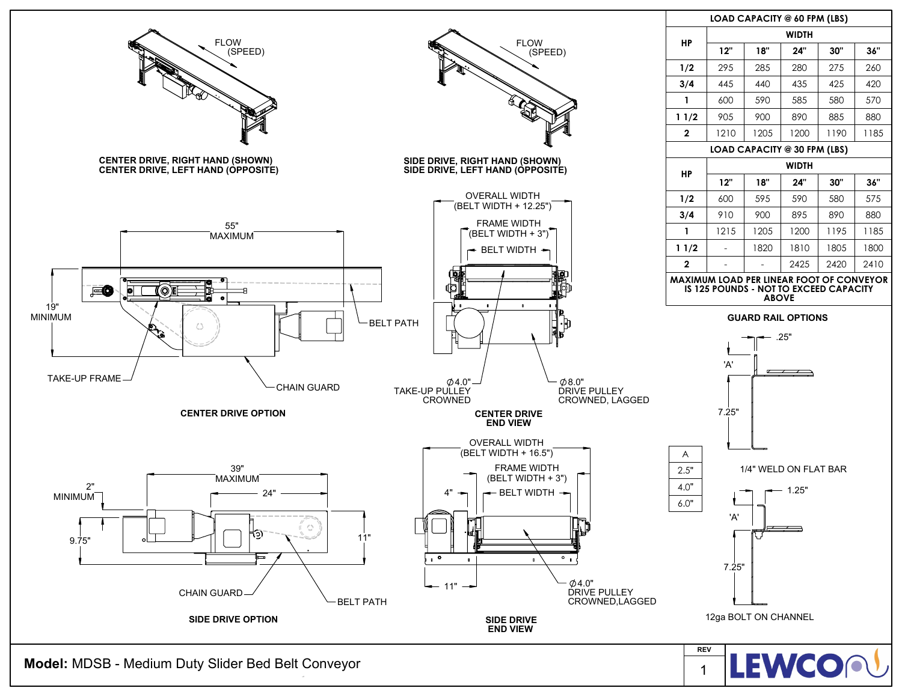# Model: MDSB - Medium Duty Slider Bed Belt Conveyor

CENTER DRIVE, RIGHT HAND (SHOWN)
CENTER DRIVE, LEFT HAND (OPPOSITE)

FLOW
(SPEED)

SIDE DRIVE, RIGHT HAND (SHOWN)
SIDE DRIVE, LEFT HAND (OPPOSITE)

FLOW
(SPEED)

## LOAD CAPACITY @ 60 FPM (LBS)

| HP | WIDTH | | | | |
|---|---|---|---|---|---|
| | 12" | 18" | 24" | 30" | 36" |
| 1/2 | 295 | 285 | 280 | 275 | 260 |
| 3/4 | 445 | 440 | 435 | 425 | 420 |
| 1 | 600 | 590 | 585 | 580 | 570 |
| 1 1/2 | 905 | 900 | 890 | 885 | 880 |
| 2 | 1210 | 1205 | 1200 | 1190 | 1185 |

## LOAD CAPACITY @ 30 FPM (LBS)

| HP | WIDTH | | | | |
|---|---|---|---|---|---|
| | 12" | 18" | 24" | 30" | 36" |
| 1/2 | 600 | 595 | 590 | 580 | 575 |
| 3/4 | 910 | 900 | 895 | 890 | 880 |
| 1 | 1215 | 1205 | 1200 | 1195 | 1185 |
| 1 1/2 | - | 1820 | 1810 | 1805 | 1800 |
| 2 | - | - | 2425 | 2420 | 2410 |

MAXIMUM LOAD PER LINEAR FOOT OF CONVEYOR IS 125 POUNDS - NOT TO EXCEED CAPACITY ABOVE

## CENTER DRIVE OPTION

55" MAXIMUM
19" MINIMUM
BELT PATH
TAKE-UP FRAME
CHAIN GUARD

## CENTER DRIVE END VIEW

OVERALL WIDTH (BELT WIDTH + 12.25")
FRAME WIDTH (BELT WIDTH + 3")
BELT WIDTH
Ø4.0" TAKE-UP PULLEY CROWNED
Ø8.0" DRIVE PULLEY CROWNED, LAGGED

## SIDE DRIVE OPTION

39" MAXIMUM
24"
2" MINIMUM
9.75"
11"
CHAIN GUARD
BELT PATH

## SIDE DRIVE END VIEW

OVERALL WIDTH (BELT WIDTH + 16.5")
FRAME WIDTH (BELT WIDTH + 3")
BELT WIDTH
4"
11"
Ø4.0" DRIVE PULLEY CROWNED,LAGGED

## GUARD RAIL OPTIONS

| A |
|---|
| 2.5" |
| 4.0" |
| 6.0" |

.25"
'A'
7.25"
1/4" WELD ON FLAT BAR

1.25"
'A'
7.25"
12ga BOLT ON CHANNEL

REV 1

LEWCO